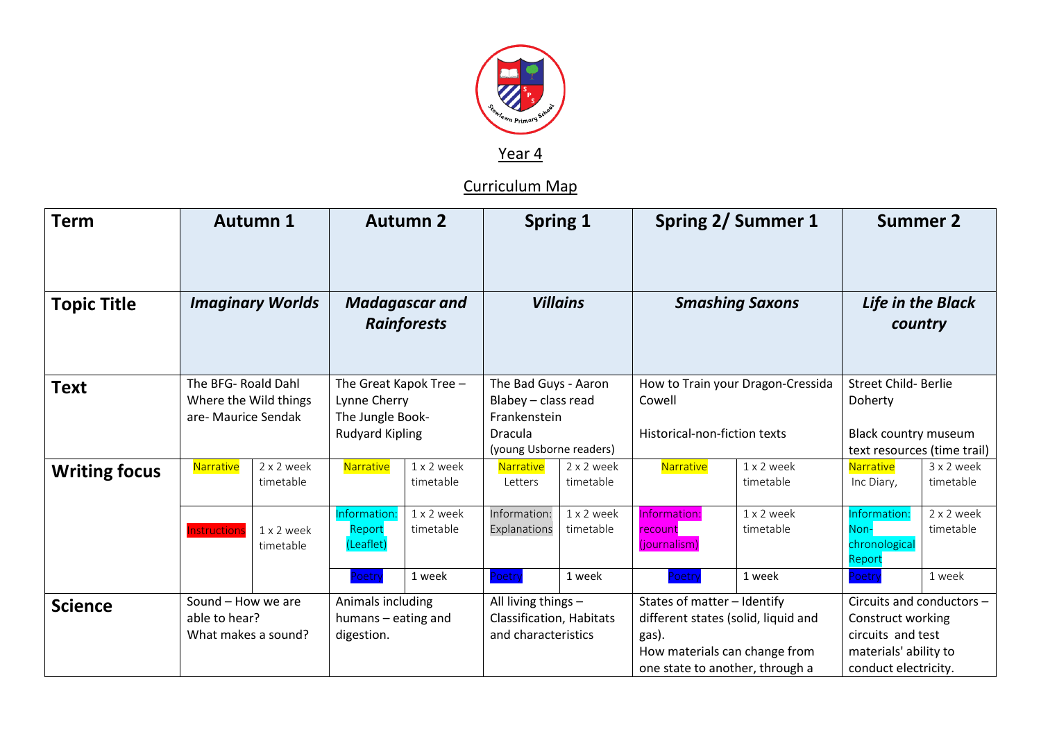# Year 4

## Curriculum Map

| Term | Autumn 1 | | Autumn 2 | | Spring 1 | | Spring 2/ Summer 1 | | Summer 2 | |
|---|---|---|---|---|---|---|---|---|---|---|
| **Topic Title** | ***Imaginary Worlds*** | | ***Madagascar and Rainforests*** | | ***Villains*** | | ***Smashing Saxons*** | | ***Life in the Black country*** | |
| **Text** | The BFG- Roald Dahl<br>Where the Wild things are- Maurice Sendak | | The Great Kapok Tree – Lynne Cherry<br>The Jungle Book- Rudyard Kipling | | The Bad Guys - Aaron Blabey – class read<br>Frankenstein<br>Dracula<br>(young Usborne readers) | | How to Train your Dragon-Cressida Cowell<br><br>Historical-non-fiction texts | | Street Child- Berlie Doherty<br><br>Black country museum text resources (time trail) | |
| **Writing focus** | Narrative | 2 x 2 week timetable | Narrative | 1 x 2 week timetable | Narrative<br>Letters | 2 x 2 week timetable | Narrative | 1 x 2 week timetable | Narrative<br>Inc Diary, | 3 x 2 week timetable |
| | Instructions | 1 x 2 week timetable | Information: Report (Leaflet) | 1 x 2 week timetable | Information: Explanations | 1 x 2 week timetable | Information: recount (journalism) | 1 x 2 week timetable | Information: Non-chronological Report | 2 x 2 week timetable |
| | | | Poetry | 1 week | Poetry | 1 week | Poetry | 1 week | Poetry | 1 week |
| **Science** | Sound – How we are able to hear?<br>What makes a sound? | | Animals including humans – eating and digestion. | | All living things – Classification, Habitats and characteristics | | States of matter – Identify different states (solid, liquid and gas).<br>How materials can change from one state to another, through a | | Circuits and conductors – Construct working circuits and test materials' ability to conduct electricity. | |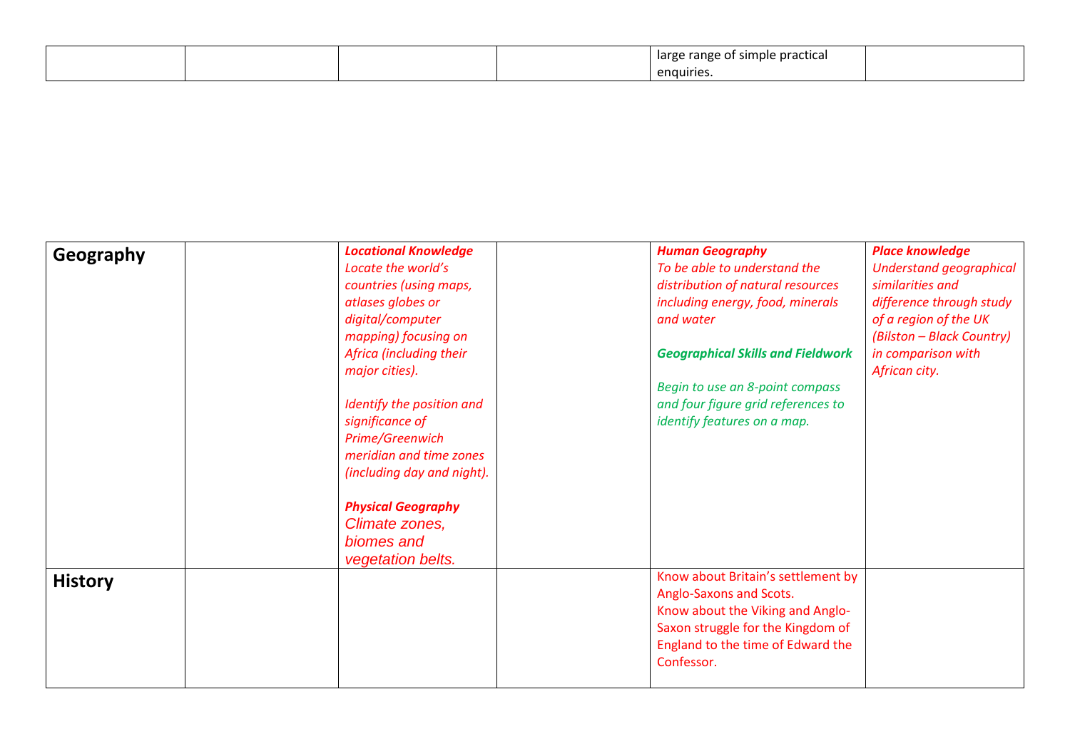| | | | | | |
|---|---|---|---|---|---|
| | | | | large range of simple practical enquiries. | |

| | | | | | |
|---|---|---|---|---|---|
| **Geography** | | ***Locational Knowledge*** *Locate the world's countries (using maps, atlases globes or digital/computer mapping) focusing on Africa (including their major cities).* *Identify the position and significance of Prime/Greenwich meridian and time zones (including day and night).* ***Physical Geography*** *Climate zones, biomes and vegetation belts.* | | ***Human Geography*** *To be able to understand the distribution of natural resources including energy, food, minerals and water* ***Geographical Skills and Fieldwork*** *Begin to use an 8-point compass and four figure grid references to identify features on a map.* | ***Place knowledge*** *Understand geographical similarities and difference through study of a region of the UK (Bilston – Black Country) in comparison with African city.* |
| **History** | | | | Know about Britain's settlement by Anglo-Saxons and Scots. Know about the Viking and Anglo-Saxon struggle for the Kingdom of England to the time of Edward the Confessor. | |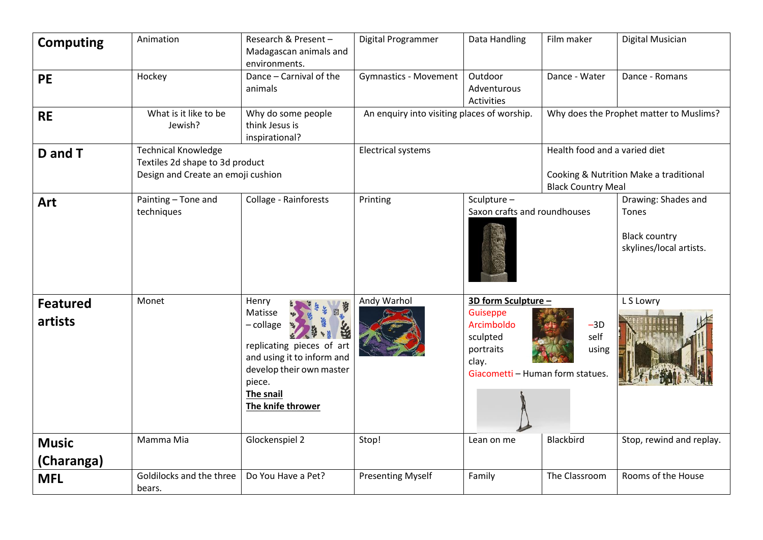| Subject | | | | | | |
|---|---|---|---|---|---|---|
| **Computing** | Animation | Research & Present – Madagascan animals and environments. | Digital Programmer | Data Handling | Film maker | Digital Musician |
| **PE** | Hockey | Dance – Carnival of the animals | Gymnastics - Movement | Outdoor Adventurous Activities | Dance - Water | Dance - Romans |
| **RE** | What is it like to be Jewish? | Why do some people think Jesus is inspirational? | An enquiry into visiting places of worship. | | Why does the Prophet matter to Muslims? | |
| **D and T** | Technical Knowledge<br>Textiles 2d shape to 3d product<br>Design and Create an emoji cushion | | Electrical systems | | Health food and a varied diet<br><br>Cooking & Nutrition Make a traditional Black Country Meal | |
| **Art** | Painting – Tone and techniques | Collage - Rainforests | Printing | Sculpture –<br>Saxon crafts and roundhouses | | Drawing: Shades and Tones<br><br>Black country skylines/local artists. |
| **Featured artists** | Monet | Henry Matisse – collage<br><br>replicating pieces of art and using it to inform and develop their own master piece.<br>**The snail**<br>**The knife thrower** | Andy Warhol | **3D form Sculpture –**<br>Guiseppe Arcimboldo –3D sculpted self portraits using clay.<br>Giacometti – Human form statues. | | L S Lowry |
| **Music (Charanga)** | Mamma Mia | Glockenspiel 2 | Stop! | Lean on me | Blackbird | Stop, rewind and replay. |
| **MFL** | Goldilocks and the three bears. | Do You Have a Pet? | Presenting Myself | Family | The Classroom | Rooms of the House |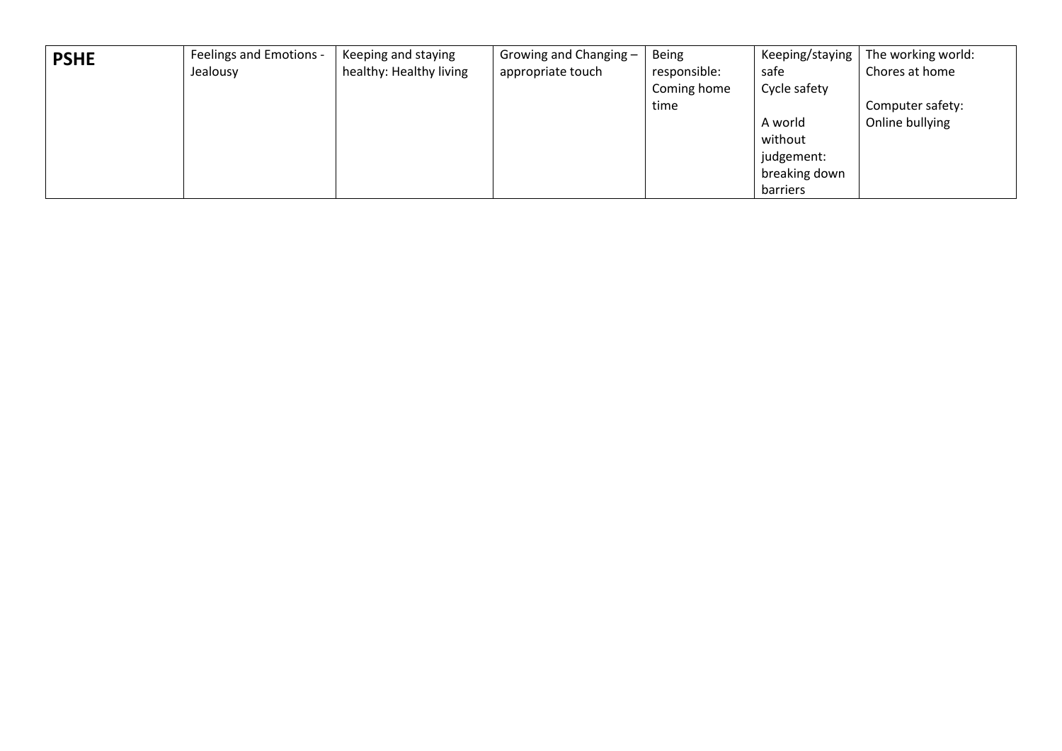| | | | | | | |
|---|---|---|---|---|---|---|
| **PSHE** | Feelings and Emotions - Jealousy | Keeping and staying healthy: Healthy living | Growing and Changing – appropriate touch | Being responsible: Coming home time | Keeping/staying safe<br>Cycle safety<br><br>A world without judgement: breaking down barriers | The working world: Chores at home<br><br>Computer safety: Online bullying |